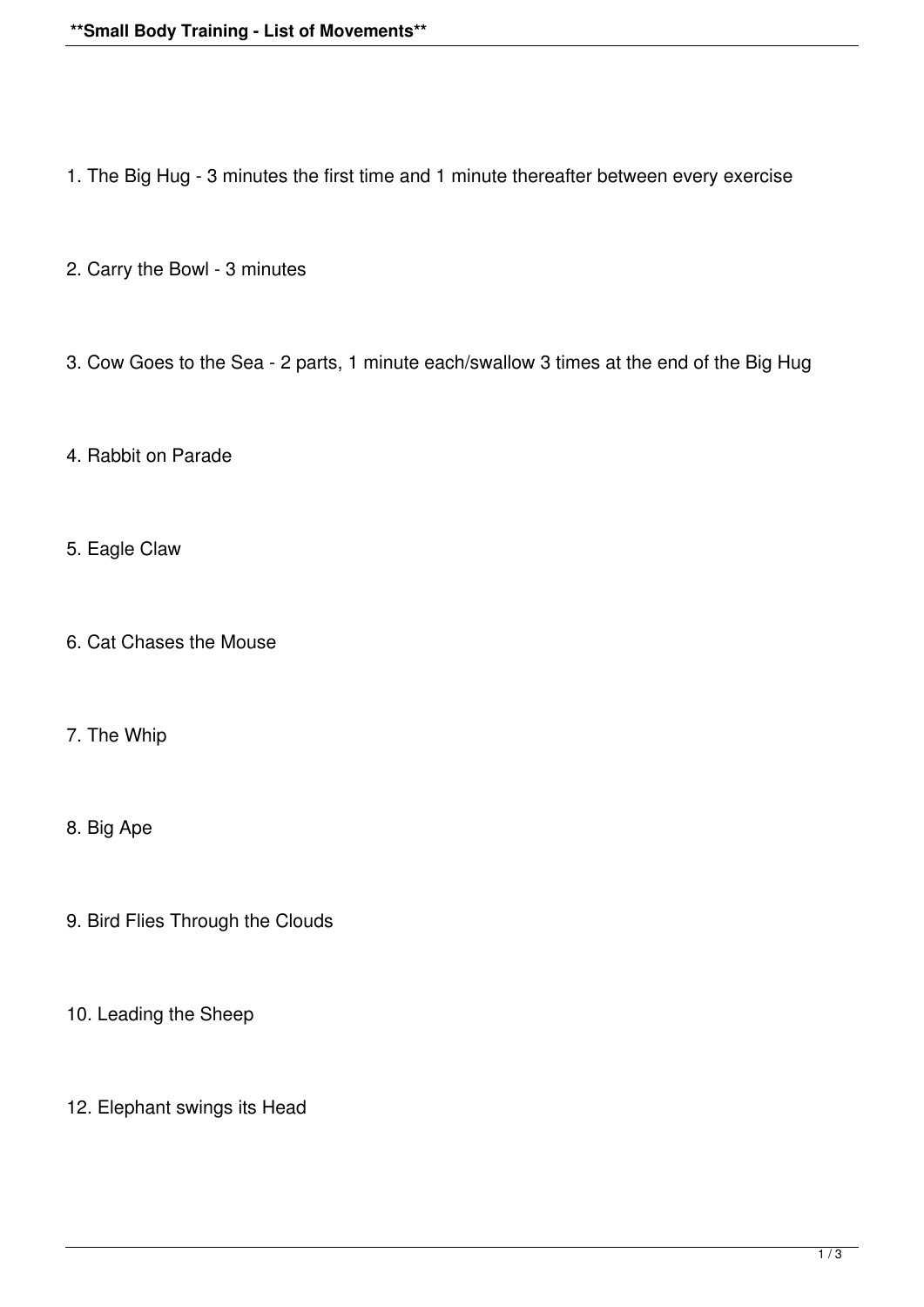1. The Big Hug - 3 minutes the first time and 1 minute thereafter between every exercise

2. Carry the Bowl - 3 minutes

3. Cow Goes to the Sea - 2 parts, 1 minute each/swallow 3 times at the end of the Big Hug

4. Rabbit on Parade

5. Eagle Claw

6. Cat Chases the Mouse

7. The Whip

8. Big Ape

9. Bird Flies Through the Clouds

10. Leading the Sheep

12. Elephant swings its Head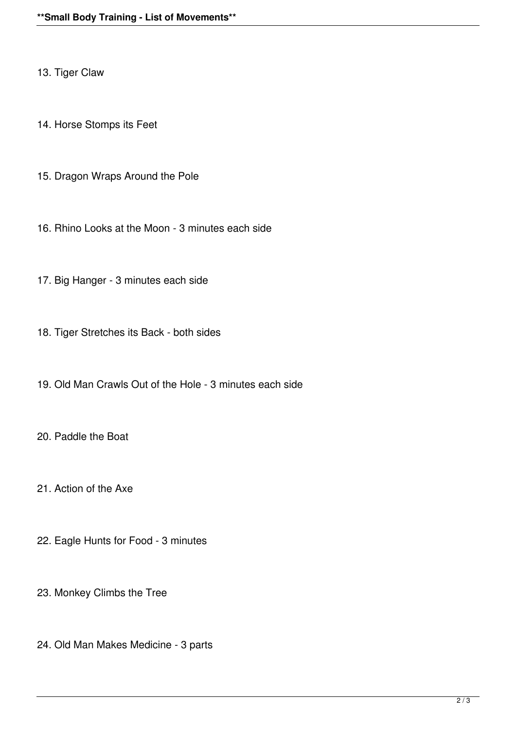13. Tiger Claw

14. Horse Stomps its Feet

15. Dragon Wraps Around the Pole

16. Rhino Looks at the Moon - 3 minutes each side

17. Big Hanger - 3 minutes each side

18. Tiger Stretches its Back - both sides

19. Old Man Crawls Out of the Hole - 3 minutes each side

20. Paddle the Boat

21. Action of the Axe

22. Eagle Hunts for Food - 3 minutes

23. Monkey Climbs the Tree

24. Old Man Makes Medicine - 3 parts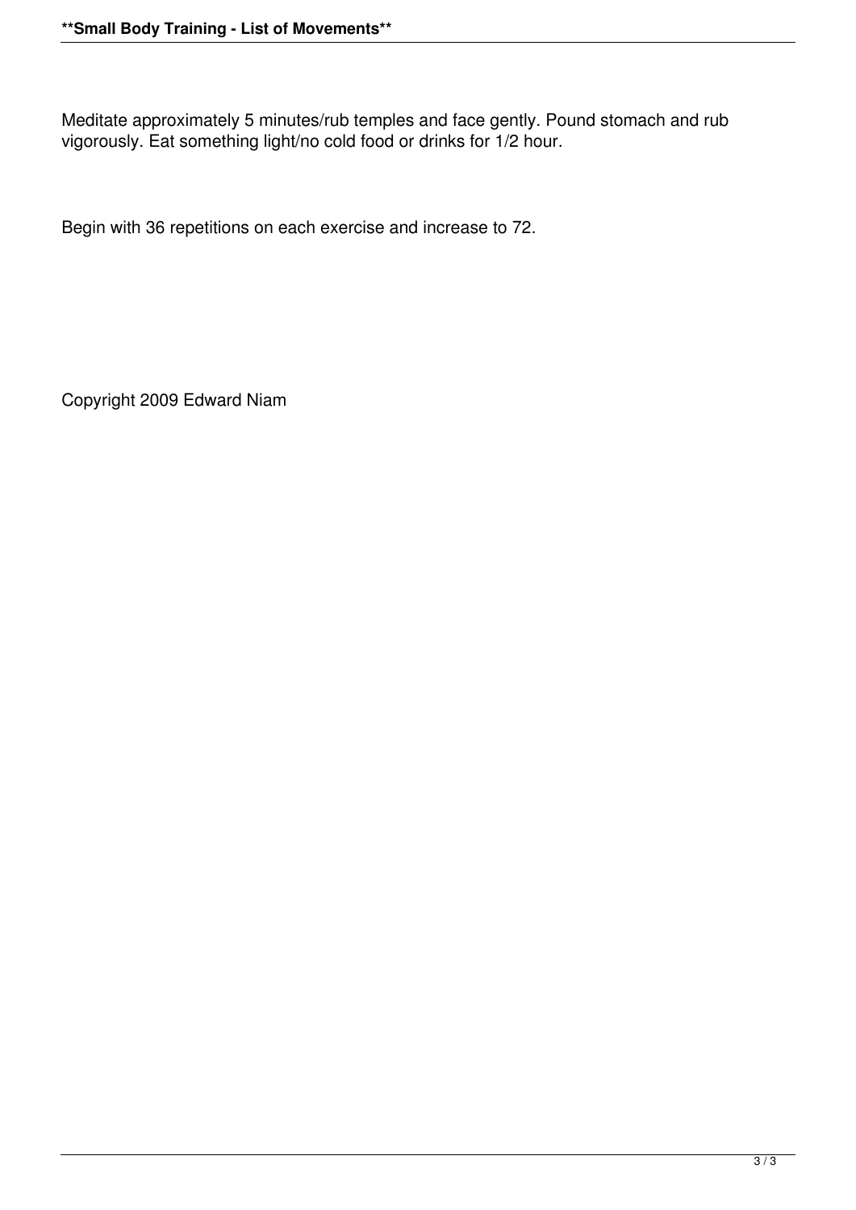Meditate approximately 5 minutes/rub temples and face gently. Pound stomach and rub vigorously. Eat something light/no cold food or drinks for 1/2 hour.

Begin with 36 repetitions on each exercise and increase to 72.

Copyright 2009 Edward Niam